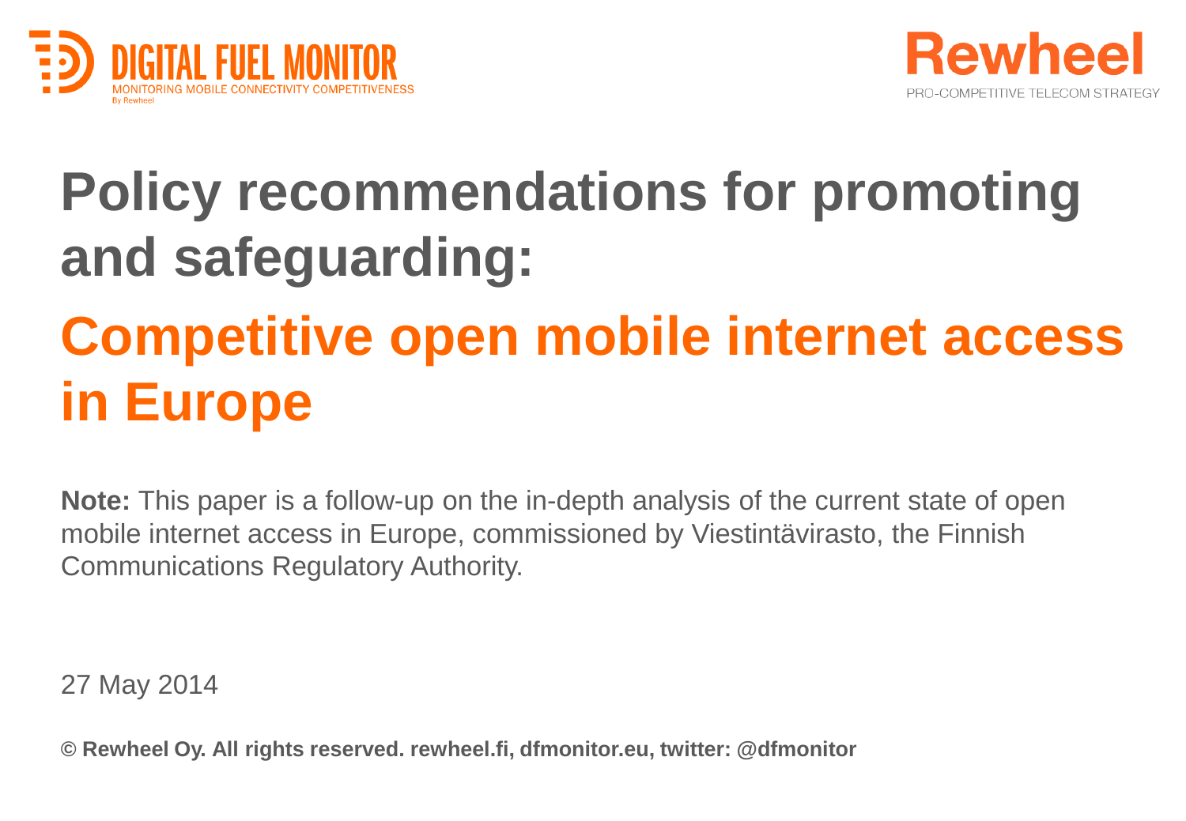DIGITAL FUEL MONITOR

MONITORING MOBILE CONNECTIVITY COMPETITIVENESS

By Rewheel

Rewheel

PRO-COMPETITIVE TELECOM STRATEGY

# Policy recommendations for promoting and safeguarding:

# Competitive open mobile internet access in Europe

**Note:** This paper is a follow-up on the in-depth analysis of the current state of open mobile internet access in Europe, commissioned by Viestintävirasto, the Finnish Communications Regulatory Authority.

27 May 2014

**© Rewheel Oy. All rights reserved. rewheel.fi, dfmonitor.eu, twitter: @dfmonitor**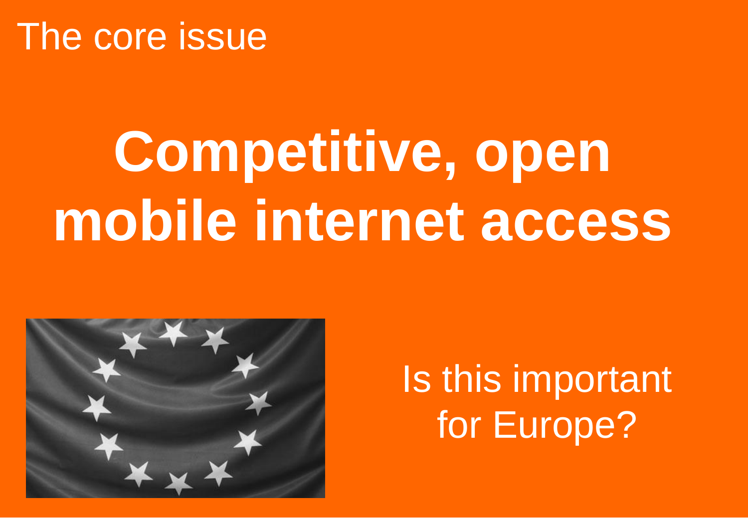The core issue

# Competitive, open mobile internet access

Is this important for Europe?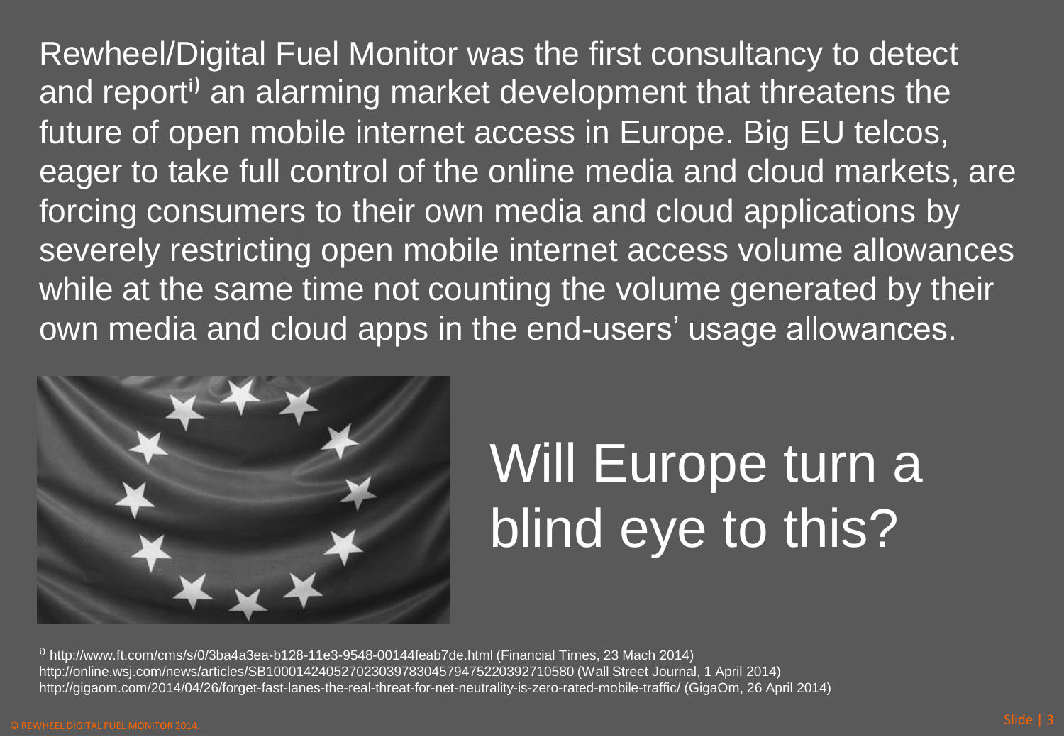Rewheel/Digital Fuel Monitor was the first consultancy to detect and report[i)] an alarming market development that threatens the future of open mobile internet access in Europe. Big EU telcos, eager to take full control of the online media and cloud markets, are forcing consumers to their own media and cloud applications by severely restricting open mobile internet access volume allowances while at the same time not counting the volume generated by their own media and cloud apps in the end-users' usage allowances.

# Will Europe turn a blind eye to this?

[i)] http://www.ft.com/cms/s/0/3ba4a3ea-b128-11e3-9548-00144feab7de.html (Financial Times, 23 Mach 2014)
http://online.wsj.com/news/articles/SB10001424052702303978304579475220392710580 (Wall Street Journal, 1 April 2014)
http://gigaom.com/2014/04/26/forget-fast-lanes-the-real-threat-for-net-neutrality-is-zero-rated-mobile-traffic/ (GigaOm, 26 April 2014)

© REWHEEL DIGITAL FUEL MONITOR 2014.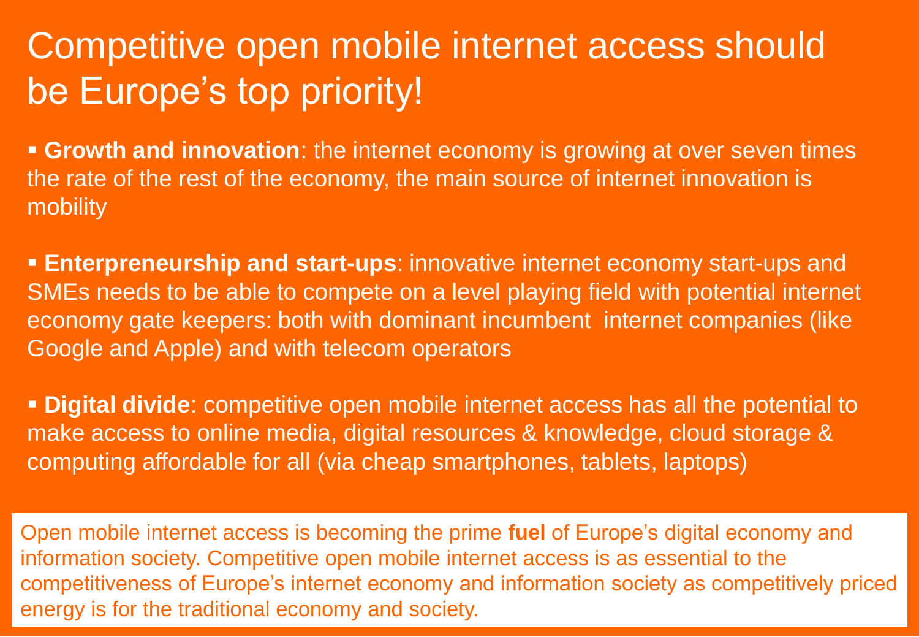# Competitive open mobile internet access should be Europe's top priority!

- **Growth and innovation**: the internet economy is growing at over seven times the rate of the rest of the economy, the main source of internet innovation is mobility

- **Enterpreneurship and start-ups**: innovative internet economy start-ups and SMEs needs to be able to compete on a level playing field with potential internet economy gate keepers: both with dominant incumbent internet companies (like Google and Apple) and with telecom operators

- **Digital divide**: competitive open mobile internet access has all the potential to make access to online media, digital resources & knowledge, cloud storage & computing affordable for all (via cheap smartphones, tablets, laptops)

Open mobile internet access is becoming the prime **fuel** of Europe's digital economy and information society. Competitive open mobile internet access is as essential to the competitiveness of Europe's internet economy and information society as competitively priced energy is for the traditional economy and society.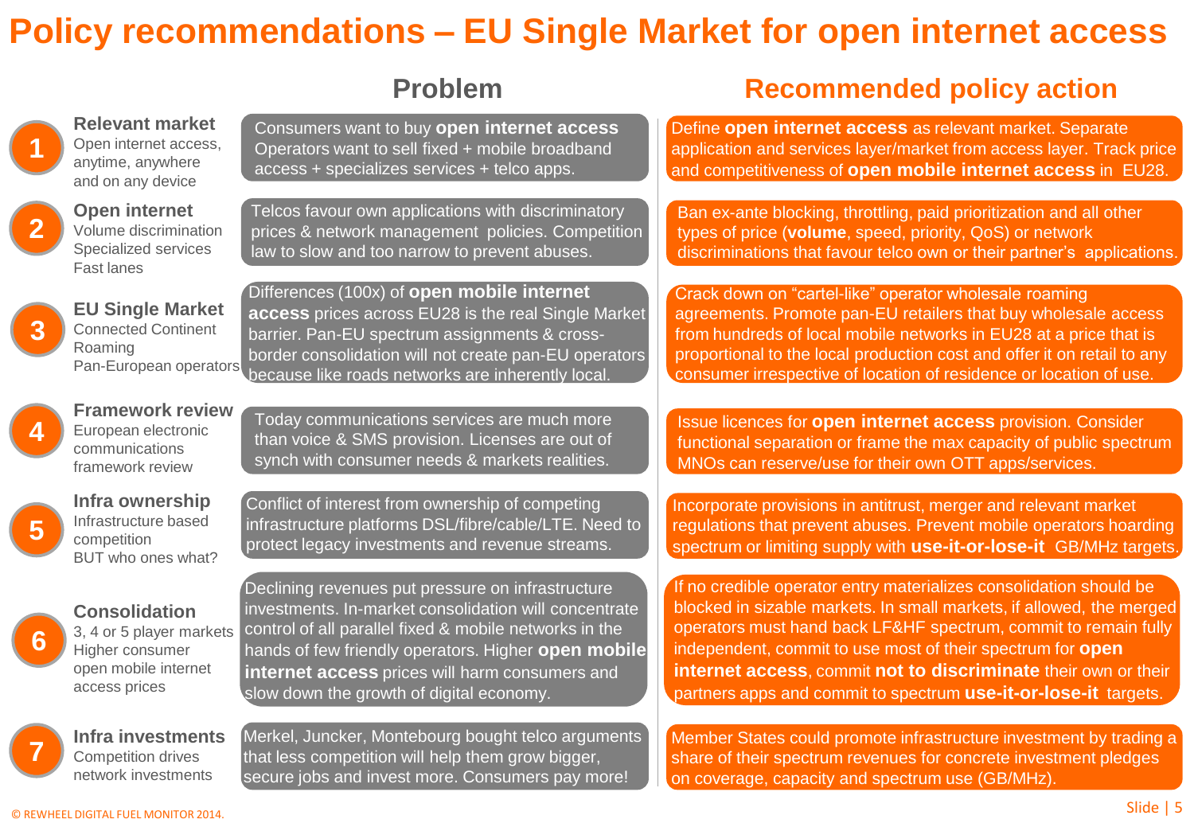# Policy recommendations – EU Single Market for open internet access

| # | Topic | Problem | Recommended policy action |
|---|---|---|---|
| 1 | **Relevant market** Open internet access, anytime, anywhere and on any device | Consumers want to buy **open internet access** Operators want to sell fixed + mobile broadband access + specializes services + telco apps. | Define **open internet access** as relevant market. Separate application and services layer/market from access layer. Track price and competitiveness of **open mobile internet access** in EU28. |
| 2 | **Open internet** Volume discrimination Specialized services Fast lanes | Telcos favour own applications with discriminatory prices & network management policies. Competition law to slow and too narrow to prevent abuses. | Ban ex-ante blocking, throttling, paid prioritization and all other types of price (**volume**, speed, priority, QoS) or network discriminations that favour telco own or their partner's applications. |
| 3 | **EU Single Market** Connected Continent Roaming Pan-European operators | Differences (100x) of **open mobile internet access** prices across EU28 is the real Single Market barrier. Pan-EU spectrum assignments & cross-border consolidation will not create pan-EU operators because like roads networks are inherently local. | Crack down on "cartel-like" operator wholesale roaming agreements. Promote pan-EU retailers that buy wholesale access from hundreds of local mobile networks in EU28 at a price that is proportional to the local production cost and offer it on retail to any consumer irrespective of location of residence or location of use. |
| 4 | **Framework review** European electronic communications framework review | Today communications services are much more than voice & SMS provision. Licenses are out of synch with consumer needs & markets realities. | Issue licences for **open internet access** provision. Consider functional separation or frame the max capacity of public spectrum MNOs can reserve/use for their own OTT apps/services. |
| 5 | **Infra ownership** Infrastructure based competition BUT who ones what? | Conflict of interest from ownership of competing infrastructure platforms DSL/fibre/cable/LTE. Need to protect legacy investments and revenue streams. | Incorporate provisions in antitrust, merger and relevant market regulations that prevent abuses. Prevent mobile operators hoarding spectrum or limiting supply with **use-it-or-lose-it** GB/MHz targets. |
| 6 | **Consolidation** 3, 4 or 5 player markets Higher consumer open mobile internet access prices | Declining revenues put pressure on infrastructure investments. In-market consolidation will concentrate control of all parallel fixed & mobile networks in the hands of few friendly operators. Higher **open mobile internet access** prices will harm consumers and slow down the growth of digital economy. | If no credible operator entry materializes consolidation should be blocked in sizable markets. In small markets, if allowed, the merged operators must hand back LF&HF spectrum, commit to remain fully independent, commit to use most of their spectrum for **open internet access**, commit **not to discriminate** their own or their partners apps and commit to spectrum **use-it-or-lose-it** targets. |
| 7 | **Infra investments** Competition drives network investments | Merkel, Juncker, Montebourg bought telco arguments that less competition will help them grow bigger, secure jobs and invest more. Consumers pay more! | Member States could promote infrastructure investment by trading a share of their spectrum revenues for concrete investment pledges on coverage, capacity and spectrum use (GB/MHz). |

© REWHEEL DIGITAL FUEL MONITOR 2014.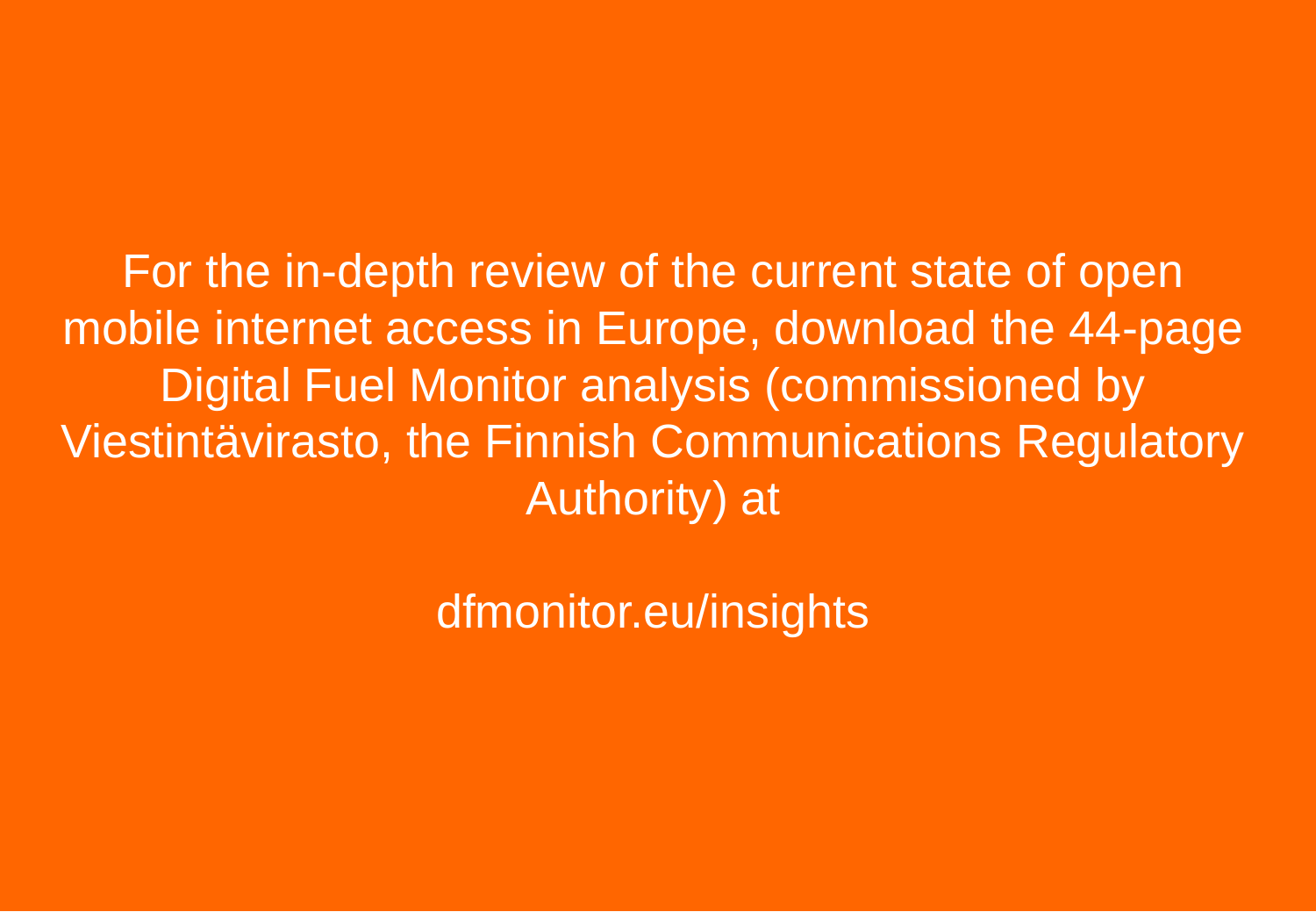For the in-depth review of the current state of open mobile internet access in Europe, download the 44-page Digital Fuel Monitor analysis (commissioned by Viestintävirasto, the Finnish Communications Regulatory Authority) at

dfmonitor.eu/insights